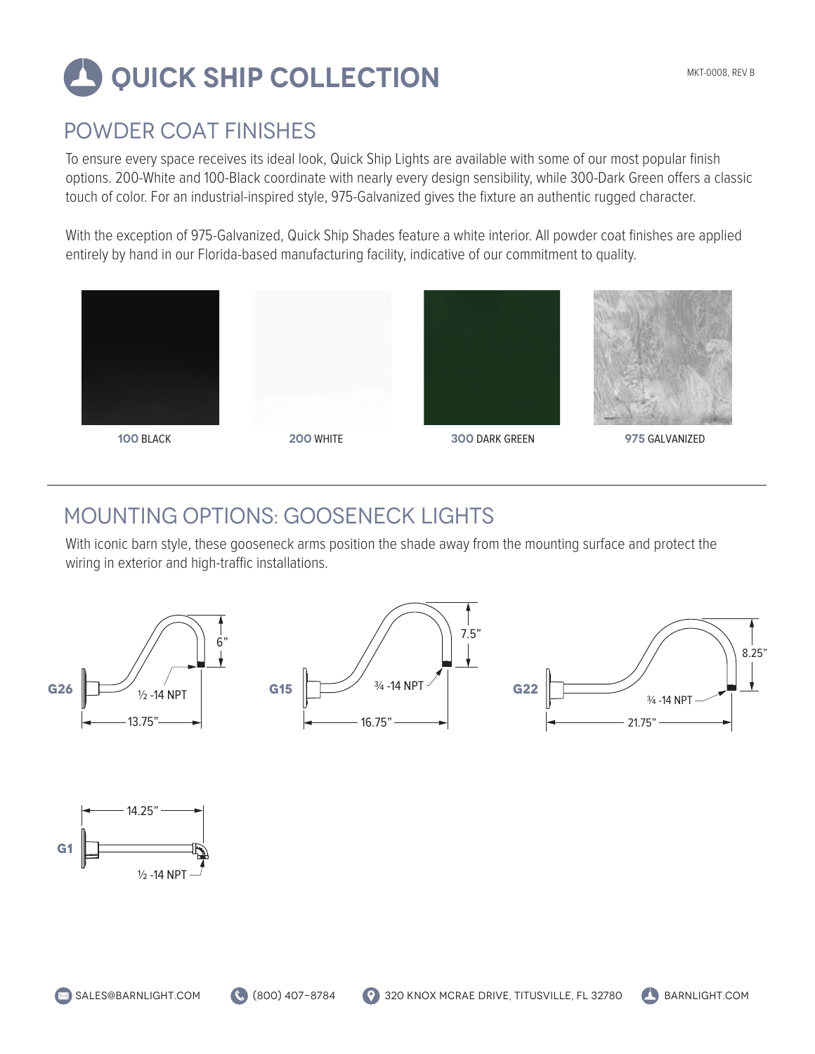# QUICK SHIP COLLECTION

MKT-0008, REV B

## POWDER COAT FINISHES

To ensure every space receives its ideal look, Quick Ship Lights are available with some of our most popular finish options. 200-White and 100-Black coordinate with nearly every design sensibility, while 300-Dark Green offers a classic touch of color. For an industrial-inspired style, 975-Galvanized gives the fixture an authentic rugged character.

With the exception of 975-Galvanized, Quick Ship Shades feature a white interior. All powder coat finishes are applied entirely by hand in our Florida-based manufacturing facility, indicative of our commitment to quality.

**100** BLACK

**200** WHITE

**300** DARK GREEN

**975** GALVANIZED

## MOUNTING OPTIONS: GOOSENECK LIGHTS

With iconic barn style, these gooseneck arms position the shade away from the mounting surface and protect the wiring in exterior and high-traffic installations.

**G26**: 13.75" length, 6" height, ½ -14 NPT

**G15**: 16.75" length, 7.5" height, ¾ -14 NPT

**G22**: 21.75" length, 8.25" height, ¾ -14 NPT

**G1**: 14.25" length, ½ -14 NPT

SALES@BARNLIGHT.COM (800) 407-8784 320 KNOX MCRAE DRIVE, TITUSVILLE, FL 32780 BARNLIGHT.COM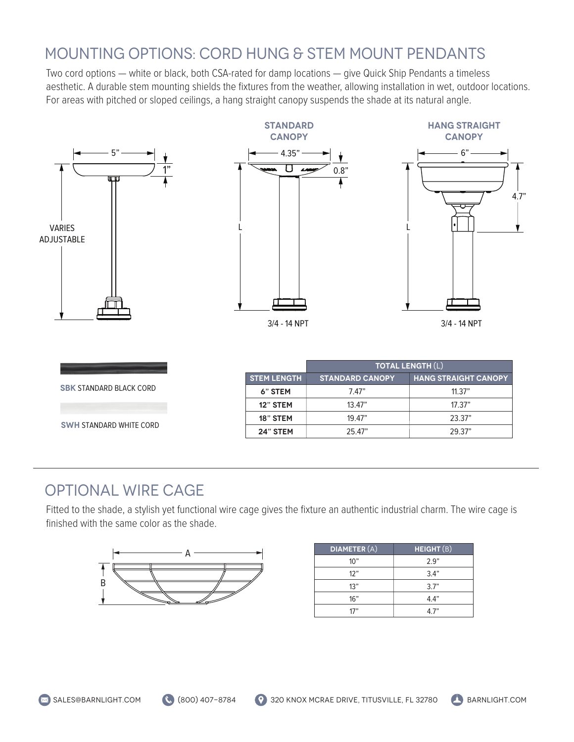## MOUNTING OPTIONS: CORD HUNG & STEM MOUNT PENDANTS

Two cord options — white or black, both CSA-rated for damp locations — give Quick Ship Pendants a timeless aesthetic. A durable stem mounting shields the fixtures from the weather, allowing installation in wet, outdoor locations. For areas with pitched or sloped ceilings, a hang straight canopy suspends the shade at its natural angle.

5"
1"
VARIES ADJUSTABLE

STANDARD CANOPY
4.35"
0.8"
L
3/4 - 14 NPT

HANG STRAIGHT CANOPY
6"
4.7"
L
3/4 - 14 NPT

**SBK** STANDARD BLACK CORD

**SWH** STANDARD WHITE CORD

| | TOTAL LENGTH (L) | |
|---|---|---|
| **STEM LENGTH** | **STANDARD CANOPY** | **HANG STRAIGHT CANOPY** |
| **6" STEM** | 7.47" | 11.37" |
| **12" STEM** | 13.47" | 17.37" |
| **18" STEM** | 19.47" | 23.37" |
| **24" STEM** | 25.47" | 29.37" |

## OPTIONAL WIRE CAGE

Fitted to the shade, a stylish yet functional wire cage gives the fixture an authentic industrial charm. The wire cage is finished with the same color as the shade.

A
B

| DIAMETER (A) | HEIGHT (B) |
|---|---|
| 10" | 2.9" |
| 12" | 3.4" |
| 13" | 3.7" |
| 16" | 4.4" |
| 17" | 4.7" |

SALES@BARNLIGHT.COM (800) 407-8784 320 KNOX MCRAE DRIVE, TITUSVILLE, FL 32780 BARNLIGHT.COM